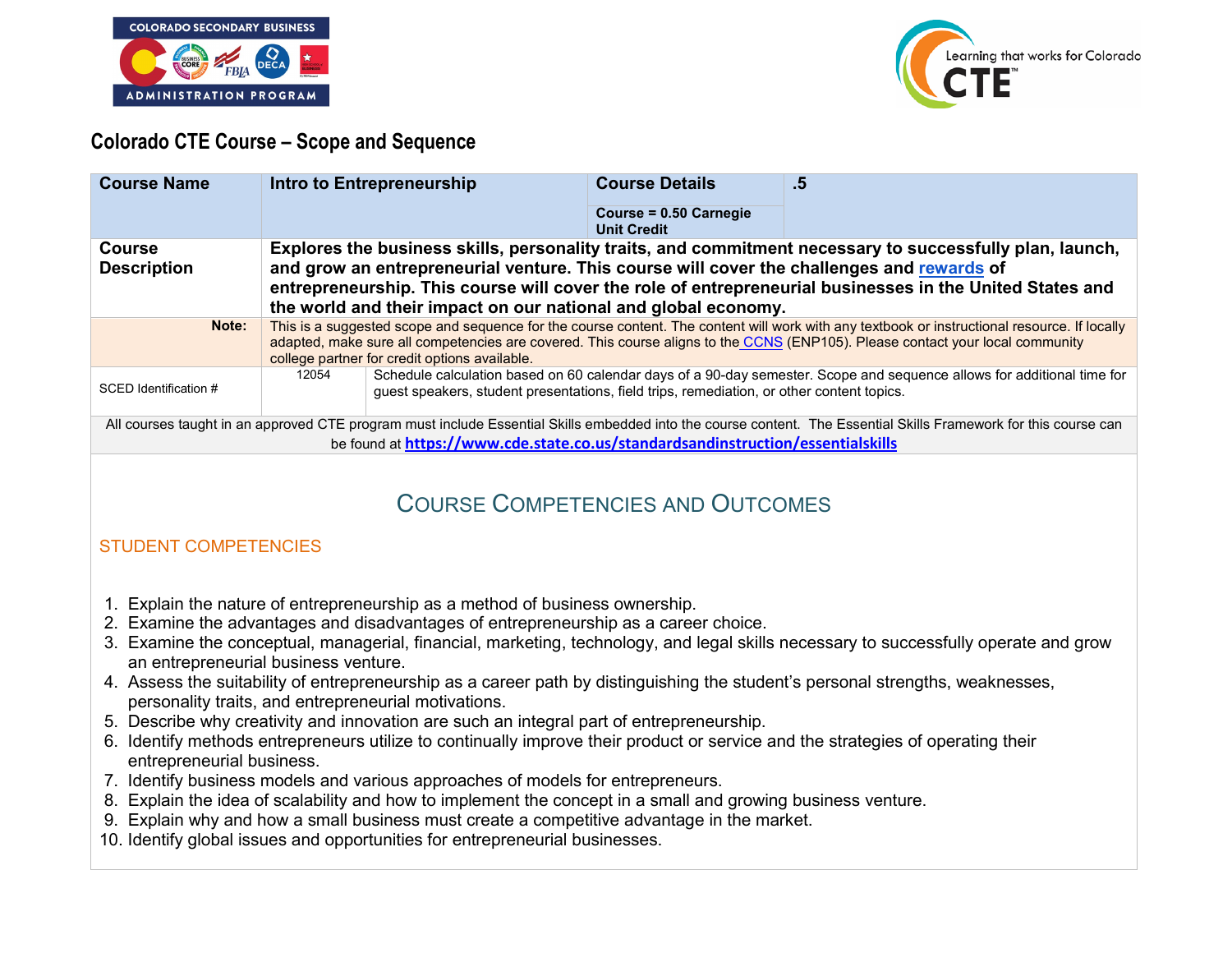# Colorado CTE Course – Scope and Sequence

| **Course Name** | **Intro to Entrepreneurship** | | **Course Details** <br> **Course = 0.50 Carnegie Unit Credit** | **.5** |
|---|---|---|---|---|
| **Course Description** | **Explores the business skills, personality traits, and commitment necessary to successfully plan, launch, and grow an entrepreneurial venture. This course will cover the challenges and rewards of entrepreneurship. This course will cover the role of entrepreneurial businesses in the United States and the world and their impact on our national and global economy.** | | | |
| **Note:** | This is a suggested scope and sequence for the course content. The content will work with any textbook or instructional resource. If locally adapted, make sure all competencies are covered. This course aligns to the CCNS (ENP105). Please contact your local community college partner for credit options available. | | | |
| SCED Identification # | 12054 | Schedule calculation based on 60 calendar days of a 90-day semester. Scope and sequence allows for additional time for guest speakers, student presentations, field trips, remediation, or other content topics. | | |

All courses taught in an approved CTE program must include Essential Skills embedded into the course content. The Essential Skills Framework for this course can be found at **https://www.cde.state.co.us/standardsandinstruction/essentialskills**

## Course Competencies and Outcomes

### Student Competencies

1. Explain the nature of entrepreneurship as a method of business ownership.
2. Examine the advantages and disadvantages of entrepreneurship as a career choice.
3. Examine the conceptual, managerial, financial, marketing, technology, and legal skills necessary to successfully operate and grow an entrepreneurial business venture.
4. Assess the suitability of entrepreneurship as a career path by distinguishing the student's personal strengths, weaknesses, personality traits, and entrepreneurial motivations.
5. Describe why creativity and innovation are such an integral part of entrepreneurship.
6. Identify methods entrepreneurs utilize to continually improve their product or service and the strategies of operating their entrepreneurial business.
7. Identify business models and various approaches of models for entrepreneurs.
8. Explain the idea of scalability and how to implement the concept in a small and growing business venture.
9. Explain why and how a small business must create a competitive advantage in the market.
10. Identify global issues and opportunities for entrepreneurial businesses.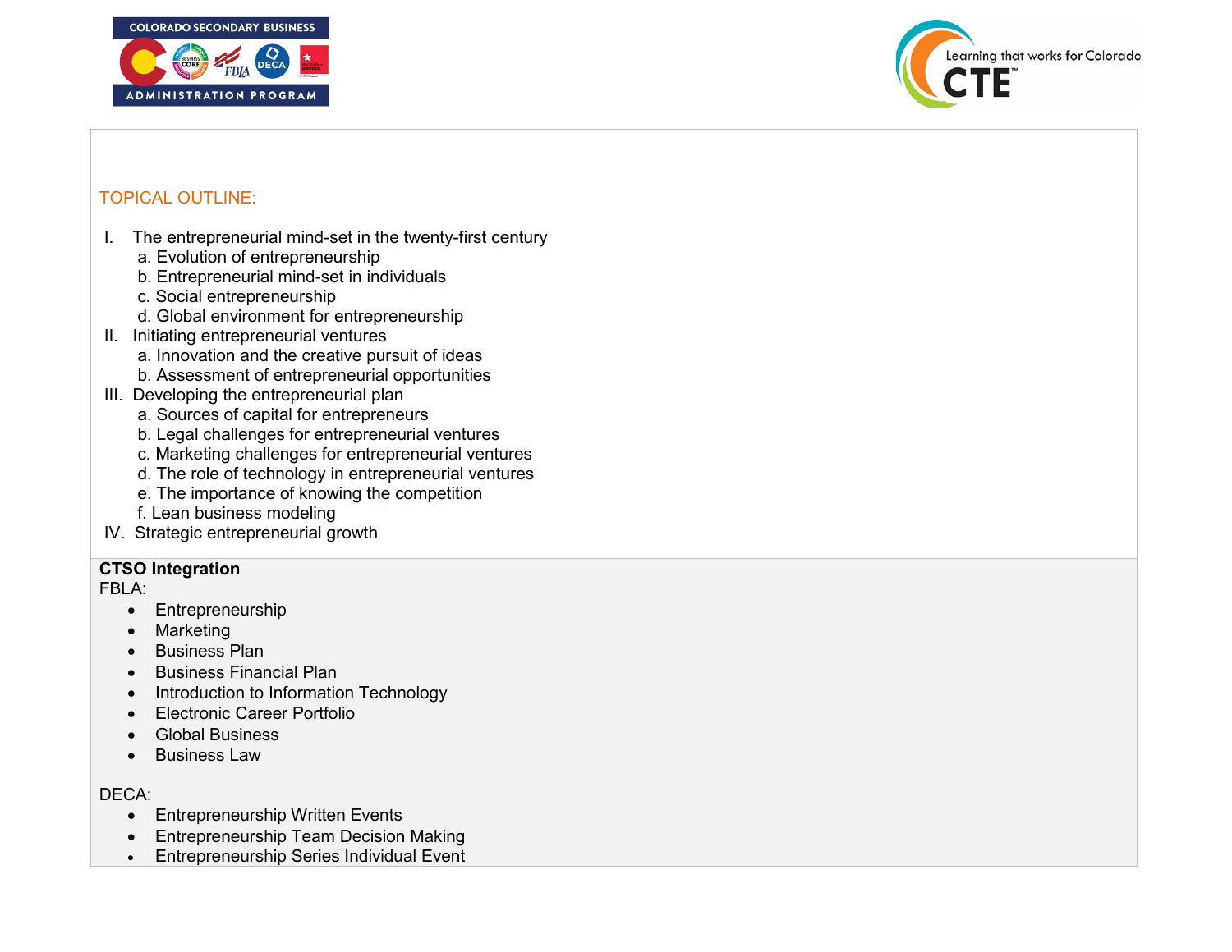TOPICAL OUTLINE:

I. The entrepreneurial mind-set in the twenty-first century
   a. Evolution of entrepreneurship
   b. Entrepreneurial mind-set in individuals
   c. Social entrepreneurship
   d. Global environment for entrepreneurship

II. Initiating entrepreneurial ventures
   a. Innovation and the creative pursuit of ideas
   b. Assessment of entrepreneurial opportunities

III. Developing the entrepreneurial plan
   a. Sources of capital for entrepreneurs
   b. Legal challenges for entrepreneurial ventures
   c. Marketing challenges for entrepreneurial ventures
   d. The role of technology in entrepreneurial ventures
   e. The importance of knowing the competition
   f. Lean business modeling

IV. Strategic entrepreneurial growth

**CTSO Integration**

FBLA:

- Entrepreneurship
- Marketing
- Business Plan
- Business Financial Plan
- Introduction to Information Technology
- Electronic Career Portfolio
- Global Business
- Business Law

DECA:

- Entrepreneurship Written Events
- Entrepreneurship Team Decision Making
- Entrepreneurship Series Individual Event